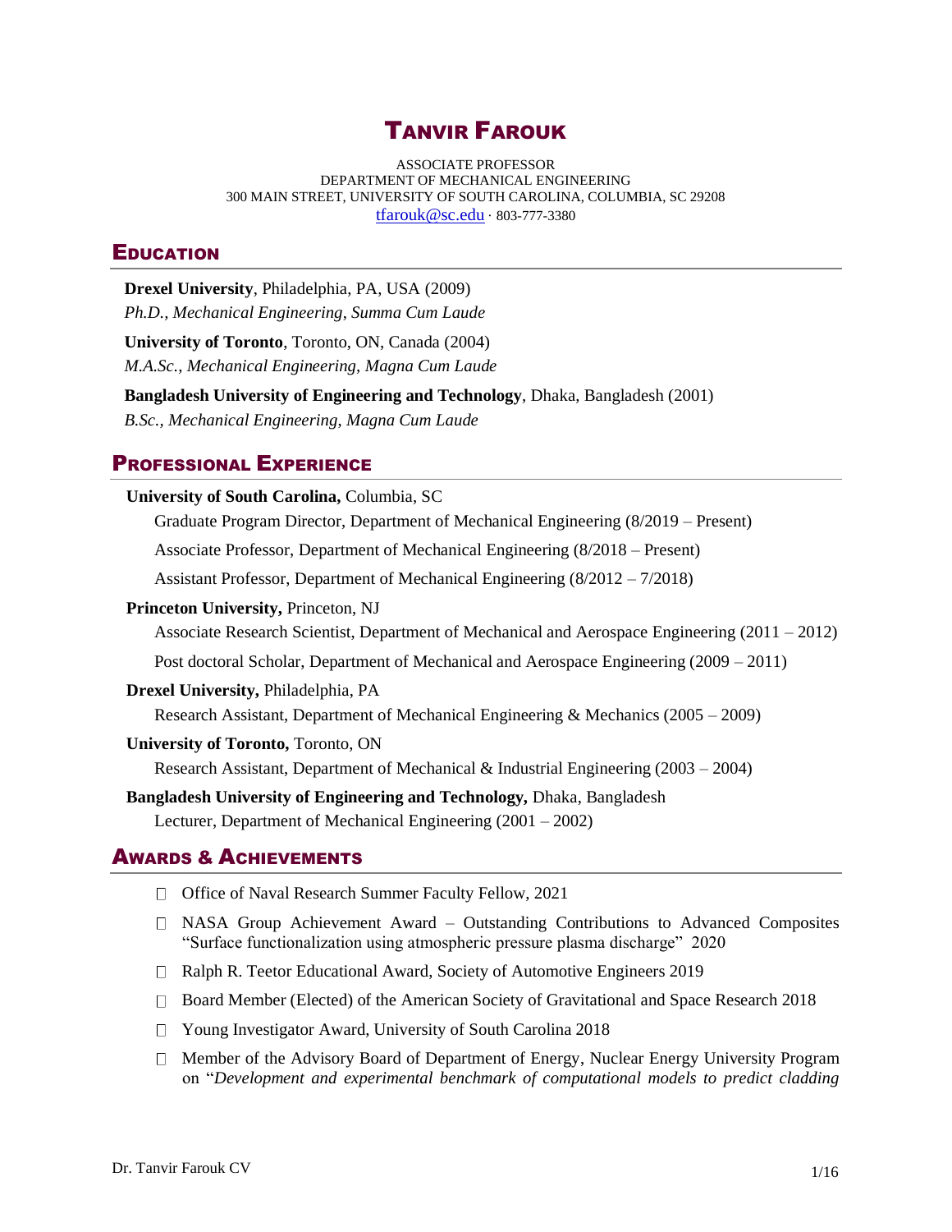# TANVIR FAROUK

ASSOCIATE PROFESSOR
DEPARTMENT OF MECHANICAL ENGINEERING
300 MAIN STREET, UNIVERSITY OF SOUTH CAROLINA, COLUMBIA, SC 29208
tfarouk@sc.edu · 803-777-3380

## EDUCATION

**Drexel University**, Philadelphia, PA, USA (2009)
*Ph.D., Mechanical Engineering, Summa Cum Laude*

**University of Toronto**, Toronto, ON, Canada (2004)
*M.A.Sc., Mechanical Engineering, Magna Cum Laude*

**Bangladesh University of Engineering and Technology**, Dhaka, Bangladesh (2001)
*B.Sc., Mechanical Engineering, Magna Cum Laude*

## PROFESSIONAL EXPERIENCE

**University of South Carolina,** Columbia, SC

Graduate Program Director, Department of Mechanical Engineering (8/2019 – Present)

Associate Professor, Department of Mechanical Engineering (8/2018 – Present)

Assistant Professor, Department of Mechanical Engineering (8/2012 – 7/2018)

**Princeton University,** Princeton, NJ

Associate Research Scientist, Department of Mechanical and Aerospace Engineering (2011 – 2012)

Post doctoral Scholar, Department of Mechanical and Aerospace Engineering (2009 – 2011)

**Drexel University,** Philadelphia, PA

Research Assistant, Department of Mechanical Engineering & Mechanics (2005 – 2009)

**University of Toronto,** Toronto, ON

Research Assistant, Department of Mechanical & Industrial Engineering (2003 – 2004)

**Bangladesh University of Engineering and Technology,** Dhaka, Bangladesh

Lecturer, Department of Mechanical Engineering (2001 – 2002)

## AWARDS & ACHIEVEMENTS

- Office of Naval Research Summer Faculty Fellow, 2021
- NASA Group Achievement Award – Outstanding Contributions to Advanced Composites "Surface functionalization using atmospheric pressure plasma discharge" 2020
- Ralph R. Teetor Educational Award, Society of Automotive Engineers 2019
- Board Member (Elected) of the American Society of Gravitational and Space Research 2018
- Young Investigator Award, University of South Carolina 2018
- Member of the Advisory Board of Department of Energy, Nuclear Energy University Program on "*Development and experimental benchmark of computational models to predict cladding*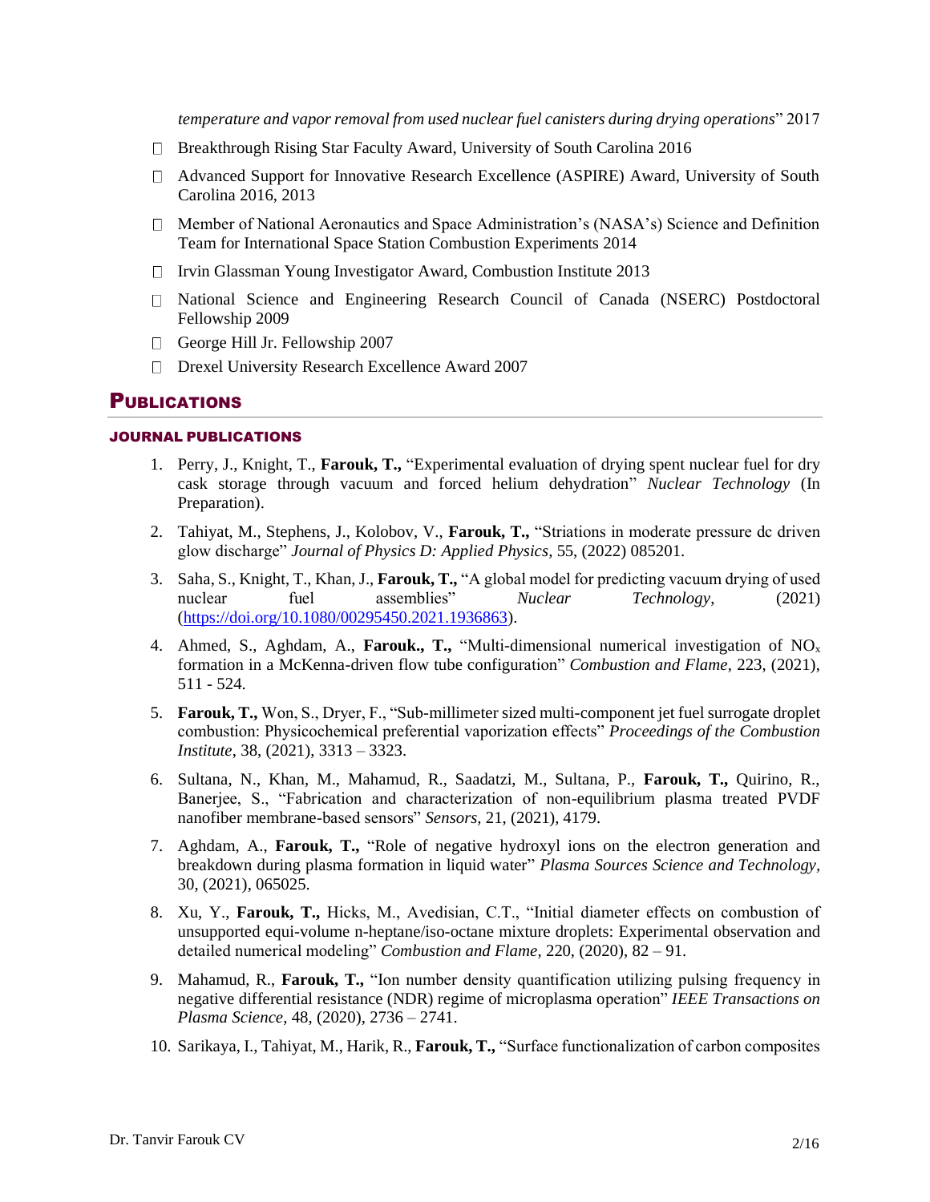*temperature and vapor removal from used nuclear fuel canisters during drying operations*" 2017

- Breakthrough Rising Star Faculty Award, University of South Carolina 2016
- Advanced Support for Innovative Research Excellence (ASPIRE) Award, University of South Carolina 2016, 2013
- Member of National Aeronautics and Space Administration's (NASA's) Science and Definition Team for International Space Station Combustion Experiments 2014
- Irvin Glassman Young Investigator Award, Combustion Institute 2013
- National Science and Engineering Research Council of Canada (NSERC) Postdoctoral Fellowship 2009
- George Hill Jr. Fellowship 2007
- Drexel University Research Excellence Award 2007

# PUBLICATIONS

## JOURNAL PUBLICATIONS

1. Perry, J., Knight, T., **Farouk, T.,** "Experimental evaluation of drying spent nuclear fuel for dry cask storage through vacuum and forced helium dehydration" *Nuclear Technology* (In Preparation).
2. Tahiyat, M., Stephens, J., Kolobov, V., **Farouk, T.,** "Striations in moderate pressure dc driven glow discharge" *Journal of Physics D: Applied Physics,* 55, (2022) 085201.
3. Saha, S., Knight, T., Khan, J., **Farouk, T.,** "A global model for predicting vacuum drying of used nuclear fuel assemblies" *Nuclear Technology*, (2021) (https://doi.org/10.1080/00295450.2021.1936863).
4. Ahmed, S., Aghdam, A., **Farouk., T.,** "Multi-dimensional numerical investigation of $NO_x$ formation in a McKenna-driven flow tube configuration" *Combustion and Flame*, 223, (2021), 511 - 524.
5. **Farouk, T.,** Won, S., Dryer, F., "Sub-millimeter sized multi-component jet fuel surrogate droplet combustion: Physicochemical preferential vaporization effects" *Proceedings of the Combustion Institute*, 38, (2021), 3313 – 3323.
6. Sultana, N., Khan, M., Mahamud, R., Saadatzi, M., Sultana, P., **Farouk, T.,** Quirino, R., Banerjee, S., "Fabrication and characterization of non-equilibrium plasma treated PVDF nanofiber membrane-based sensors" *Sensors,* 21, (2021), 4179.
7. Aghdam, A., **Farouk, T.,** "Role of negative hydroxyl ions on the electron generation and breakdown during plasma formation in liquid water" *Plasma Sources Science and Technology,* 30, (2021), 065025.
8. Xu, Y., **Farouk, T.,** Hicks, M., Avedisian, C.T., "Initial diameter effects on combustion of unsupported equi-volume n-heptane/iso-octane mixture droplets: Experimental observation and detailed numerical modeling" *Combustion and Flame,* 220, (2020), 82 – 91.
9. Mahamud, R., **Farouk, T.,** "Ion number density quantification utilizing pulsing frequency in negative differential resistance (NDR) regime of microplasma operation" *IEEE Transactions on Plasma Science*, 48, (2020), 2736 – 2741.
10. Sarikaya, I., Tahiyat, M., Harik, R., **Farouk, T.,** "Surface functionalization of carbon composites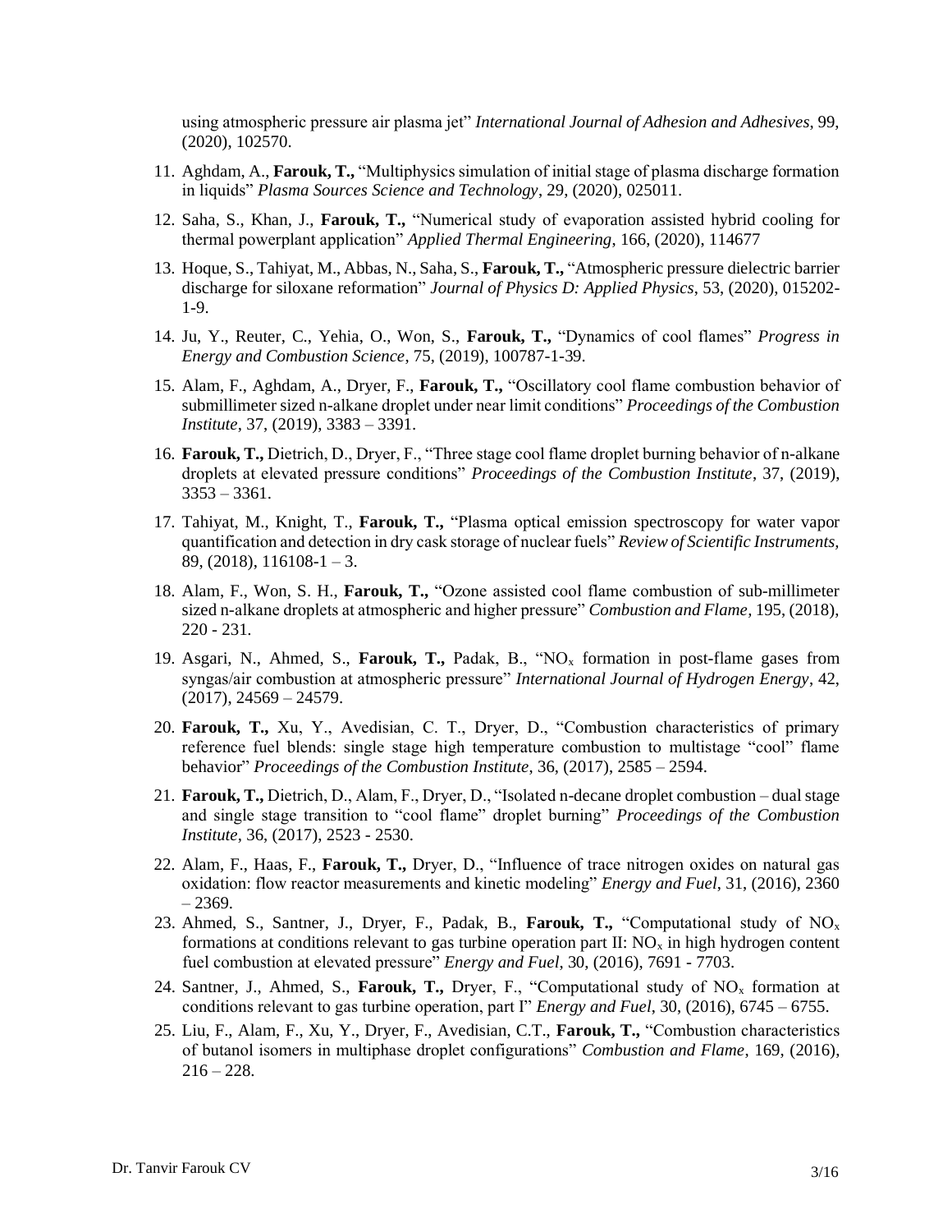using atmospheric pressure air plasma jet" *International Journal of Adhesion and Adhesives*, 99, (2020), 102570.

11. Aghdam, A., **Farouk, T.,** "Multiphysics simulation of initial stage of plasma discharge formation in liquids" *Plasma Sources Science and Technology*, 29, (2020), 025011.
12. Saha, S., Khan, J., **Farouk, T.,** "Numerical study of evaporation assisted hybrid cooling for thermal powerplant application" *Applied Thermal Engineering*, 166, (2020), 114677
13. Hoque, S., Tahiyat, M., Abbas, N., Saha, S., **Farouk, T.,** "Atmospheric pressure dielectric barrier discharge for siloxane reformation" *Journal of Physics D: Applied Physics*, 53, (2020), 015202-1-9.
14. Ju, Y., Reuter, C., Yehia, O., Won, S., **Farouk, T.,** "Dynamics of cool flames" *Progress in Energy and Combustion Science*, 75, (2019), 100787-1-39.
15. Alam, F., Aghdam, A., Dryer, F., **Farouk, T.,** "Oscillatory cool flame combustion behavior of submillimeter sized n-alkane droplet under near limit conditions" *Proceedings of the Combustion Institute*, 37, (2019), 3383 – 3391.
16. **Farouk, T.,** Dietrich, D., Dryer, F., "Three stage cool flame droplet burning behavior of n-alkane droplets at elevated pressure conditions" *Proceedings of the Combustion Institute*, 37, (2019), 3353 – 3361.
17. Tahiyat, M., Knight, T., **Farouk, T.,** "Plasma optical emission spectroscopy for water vapor quantification and detection in dry cask storage of nuclear fuels" *Review of Scientific Instruments*, 89, (2018), 116108-1 – 3.
18. Alam, F., Won, S. H., **Farouk, T.,** "Ozone assisted cool flame combustion of sub-millimeter sized n-alkane droplets at atmospheric and higher pressure" *Combustion and Flame*, 195, (2018), 220 - 231.
19. Asgari, N., Ahmed, S., **Farouk, T.,** Padak, B., "$NO_x$ formation in post-flame gases from syngas/air combustion at atmospheric pressure" *International Journal of Hydrogen Energy*, 42, (2017), 24569 – 24579.
20. **Farouk, T.,** Xu, Y., Avedisian, C. T., Dryer, D., "Combustion characteristics of primary reference fuel blends: single stage high temperature combustion to multistage "cool" flame behavior" *Proceedings of the Combustion Institute*, 36, (2017), 2585 – 2594.
21. **Farouk, T.,** Dietrich, D., Alam, F., Dryer, D., "Isolated n-decane droplet combustion – dual stage and single stage transition to "cool flame" droplet burning" *Proceedings of the Combustion Institute*, 36, (2017), 2523 - 2530.
22. Alam, F., Haas, F., **Farouk, T.,** Dryer, D., "Influence of trace nitrogen oxides on natural gas oxidation: flow reactor measurements and kinetic modeling" *Energy and Fuel*, 31, (2016), 2360 – 2369.
23. Ahmed, S., Santner, J., Dryer, F., Padak, B., **Farouk, T.,** "Computational study of $NO_x$ formations at conditions relevant to gas turbine operation part II: $NO_x$ in high hydrogen content fuel combustion at elevated pressure" *Energy and Fuel*, 30, (2016), 7691 - 7703.
24. Santner, J., Ahmed, S., **Farouk, T.,** Dryer, F., "Computational study of $NO_x$ formation at conditions relevant to gas turbine operation, part I" *Energy and Fuel*, 30, (2016), 6745 – 6755.
25. Liu, F., Alam, F., Xu, Y., Dryer, F., Avedisian, C.T., **Farouk, T.,** "Combustion characteristics of butanol isomers in multiphase droplet configurations" *Combustion and Flame*, 169, (2016), 216 – 228.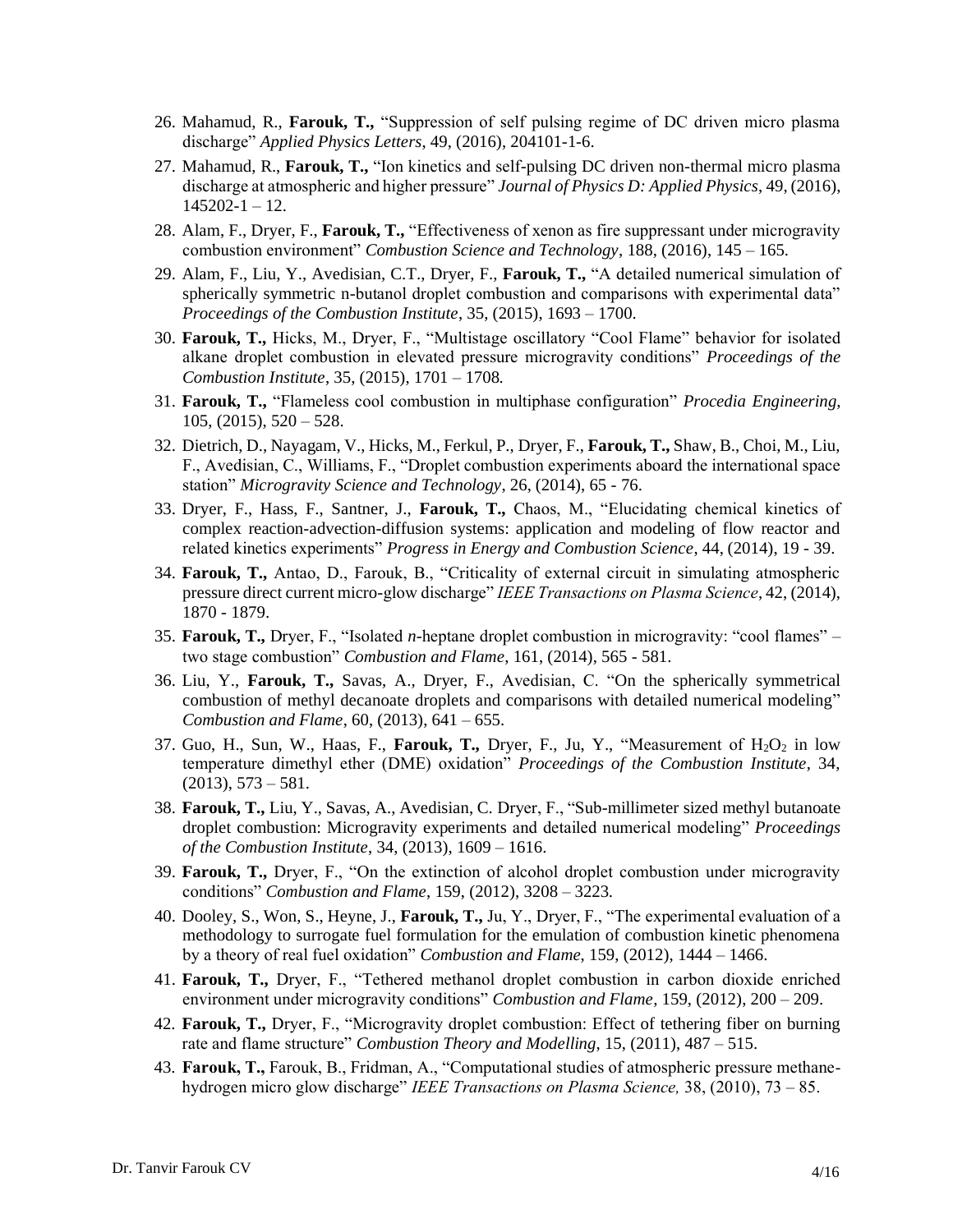26. Mahamud, R., **Farouk, T.,** "Suppression of self pulsing regime of DC driven micro plasma discharge" *Applied Physics Letters*, 49, (2016), 204101-1-6.
27. Mahamud, R., **Farouk, T.,** "Ion kinetics and self-pulsing DC driven non-thermal micro plasma discharge at atmospheric and higher pressure" *Journal of Physics D: Applied Physics*, 49, (2016), 145202-1 – 12.
28. Alam, F., Dryer, F., **Farouk, T.,** "Effectiveness of xenon as fire suppressant under microgravity combustion environment" *Combustion Science and Technology*, 188, (2016), 145 – 165.
29. Alam, F., Liu, Y., Avedisian, C.T., Dryer, F., **Farouk, T.,** "A detailed numerical simulation of spherically symmetric n-butanol droplet combustion and comparisons with experimental data" *Proceedings of the Combustion Institute*, 35, (2015), 1693 – 1700.
30. **Farouk, T.,** Hicks, M., Dryer, F., "Multistage oscillatory "Cool Flame" behavior for isolated alkane droplet combustion in elevated pressure microgravity conditions" *Proceedings of the Combustion Institute*, 35, (2015), 1701 – 1708.
31. **Farouk, T.,** "Flameless cool combustion in multiphase configuration" *Procedia Engineering*, 105, (2015), 520 – 528.
32. Dietrich, D., Nayagam, V., Hicks, M., Ferkul, P., Dryer, F., **Farouk, T.,** Shaw, B., Choi, M., Liu, F., Avedisian, C., Williams, F., "Droplet combustion experiments aboard the international space station" *Microgravity Science and Technology*, 26, (2014), 65 - 76.
33. Dryer, F., Hass, F., Santner, J., **Farouk, T.,** Chaos, M., "Elucidating chemical kinetics of complex reaction-advection-diffusion systems: application and modeling of flow reactor and related kinetics experiments" *Progress in Energy and Combustion Science*, 44, (2014), 19 - 39.
34. **Farouk, T.,** Antao, D., Farouk, B., "Criticality of external circuit in simulating atmospheric pressure direct current micro-glow discharge" *IEEE Transactions on Plasma Science*, 42, (2014), 1870 - 1879.
35. **Farouk, T.,** Dryer, F., "Isolated *n*-heptane droplet combustion in microgravity: "cool flames" – two stage combustion" *Combustion and Flame*, 161, (2014), 565 - 581.
36. Liu, Y., **Farouk, T.,** Savas, A., Dryer, F., Avedisian, C. "On the spherically symmetrical combustion of methyl decanoate droplets and comparisons with detailed numerical modeling" *Combustion and Flame*, 60, (2013), 641 – 655.
37. Guo, H., Sun, W., Haas, F., **Farouk, T.,** Dryer, F., Ju, Y., "Measurement of $H_2O_2$ in low temperature dimethyl ether (DME) oxidation" *Proceedings of the Combustion Institute*, 34, (2013), 573 – 581.
38. **Farouk, T.,** Liu, Y., Savas, A., Avedisian, C. Dryer, F., "Sub-millimeter sized methyl butanoate droplet combustion: Microgravity experiments and detailed numerical modeling" *Proceedings of the Combustion Institute*, 34, (2013), 1609 – 1616.
39. **Farouk, T.,** Dryer, F., "On the extinction of alcohol droplet combustion under microgravity conditions" *Combustion and Flame*, 159, (2012), 3208 – 3223.
40. Dooley, S., Won, S., Heyne, J., **Farouk, T.,** Ju, Y., Dryer, F., "The experimental evaluation of a methodology to surrogate fuel formulation for the emulation of combustion kinetic phenomena by a theory of real fuel oxidation" *Combustion and Flame*, 159, (2012), 1444 – 1466.
41. **Farouk, T.,** Dryer, F., "Tethered methanol droplet combustion in carbon dioxide enriched environment under microgravity conditions" *Combustion and Flame*, 159, (2012), 200 – 209.
42. **Farouk, T.,** Dryer, F., "Microgravity droplet combustion: Effect of tethering fiber on burning rate and flame structure" *Combustion Theory and Modelling*, 15, (2011), 487 – 515.
43. **Farouk, T.,** Farouk, B., Fridman, A., "Computational studies of atmospheric pressure methane-hydrogen micro glow discharge" *IEEE Transactions on Plasma Science,* 38, (2010), 73 – 85.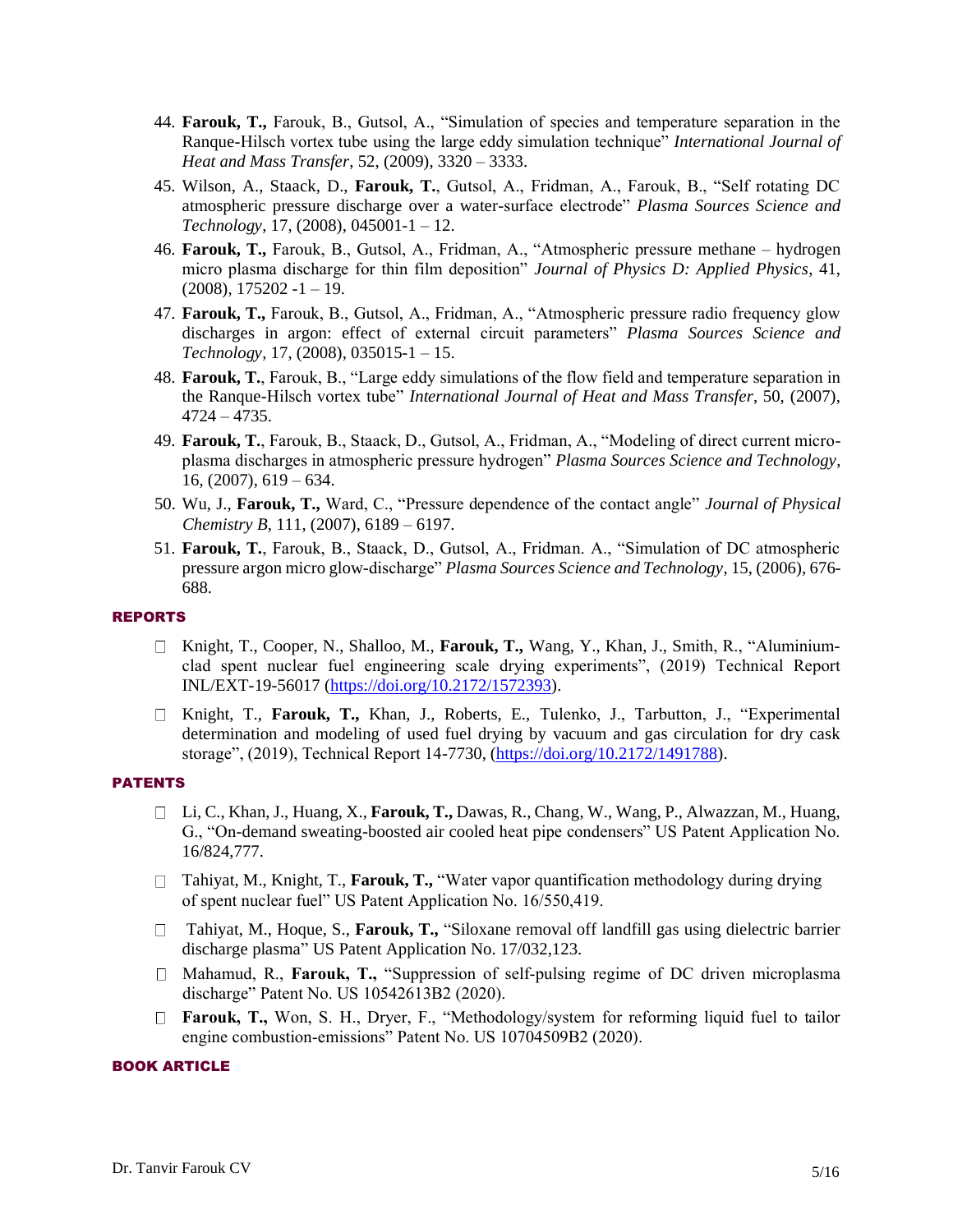44. **Farouk, T.,** Farouk, B., Gutsol, A., "Simulation of species and temperature separation in the Ranque-Hilsch vortex tube using the large eddy simulation technique" *International Journal of Heat and Mass Transfer*, 52, (2009), 3320 – 3333.
45. Wilson, A., Staack, D., **Farouk, T.**, Gutsol, A., Fridman, A., Farouk, B., "Self rotating DC atmospheric pressure discharge over a water-surface electrode" *Plasma Sources Science and Technology*, 17, (2008), 045001-1 – 12.
46. **Farouk, T.,** Farouk, B., Gutsol, A., Fridman, A., "Atmospheric pressure methane – hydrogen micro plasma discharge for thin film deposition" *Journal of Physics D: Applied Physics*, 41, (2008), 175202 -1 – 19.
47. **Farouk, T.,** Farouk, B., Gutsol, A., Fridman, A., "Atmospheric pressure radio frequency glow discharges in argon: effect of external circuit parameters" *Plasma Sources Science and Technology*, 17, (2008), 035015-1 – 15.
48. **Farouk, T.**, Farouk, B., "Large eddy simulations of the flow field and temperature separation in the Ranque-Hilsch vortex tube" *International Journal of Heat and Mass Transfer*, 50, (2007), 4724 – 4735.
49. **Farouk, T.**, Farouk, B., Staack, D., Gutsol, A., Fridman, A., "Modeling of direct current micro-plasma discharges in atmospheric pressure hydrogen" *Plasma Sources Science and Technology*, 16, (2007), 619 – 634.
50. Wu, J., **Farouk, T.,** Ward, C., "Pressure dependence of the contact angle" *Journal of Physical Chemistry B*, 111, (2007), 6189 – 6197.
51. **Farouk, T.**, Farouk, B., Staack, D., Gutsol, A., Fridman. A., "Simulation of DC atmospheric pressure argon micro glow-discharge" *Plasma Sources Science and Technology*, 15, (2006), 676-688.

## REPORTS

- Knight, T., Cooper, N., Shalloo, M., **Farouk, T.,** Wang, Y., Khan, J., Smith, R., "Aluminium-clad spent nuclear fuel engineering scale drying experiments", (2019) Technical Report INL/EXT-19-56017 (https://doi.org/10.2172/1572393).
- Knight, T., **Farouk, T.,** Khan, J., Roberts, E., Tulenko, J., Tarbutton, J., "Experimental determination and modeling of used fuel drying by vacuum and gas circulation for dry cask storage", (2019), Technical Report 14-7730, (https://doi.org/10.2172/1491788).

## PATENTS

- Li, C., Khan, J., Huang, X., **Farouk, T.,** Dawas, R., Chang, W., Wang, P., Alwazzan, M., Huang, G., "On-demand sweating-boosted air cooled heat pipe condensers" US Patent Application No. 16/824,777.
- Tahiyat, M., Knight, T., **Farouk, T.,** "Water vapor quantification methodology during drying of spent nuclear fuel" US Patent Application No. 16/550,419.
- Tahiyat, M., Hoque, S., **Farouk, T.,** "Siloxane removal off landfill gas using dielectric barrier discharge plasma" US Patent Application No. 17/032,123.
- Mahamud, R., **Farouk, T.,** "Suppression of self-pulsing regime of DC driven microplasma discharge" Patent No. US 10542613B2 (2020).
- **Farouk, T.,** Won, S. H., Dryer, F., "Methodology/system for reforming liquid fuel to tailor engine combustion-emissions" Patent No. US 10704509B2 (2020).

## BOOK ARTICLE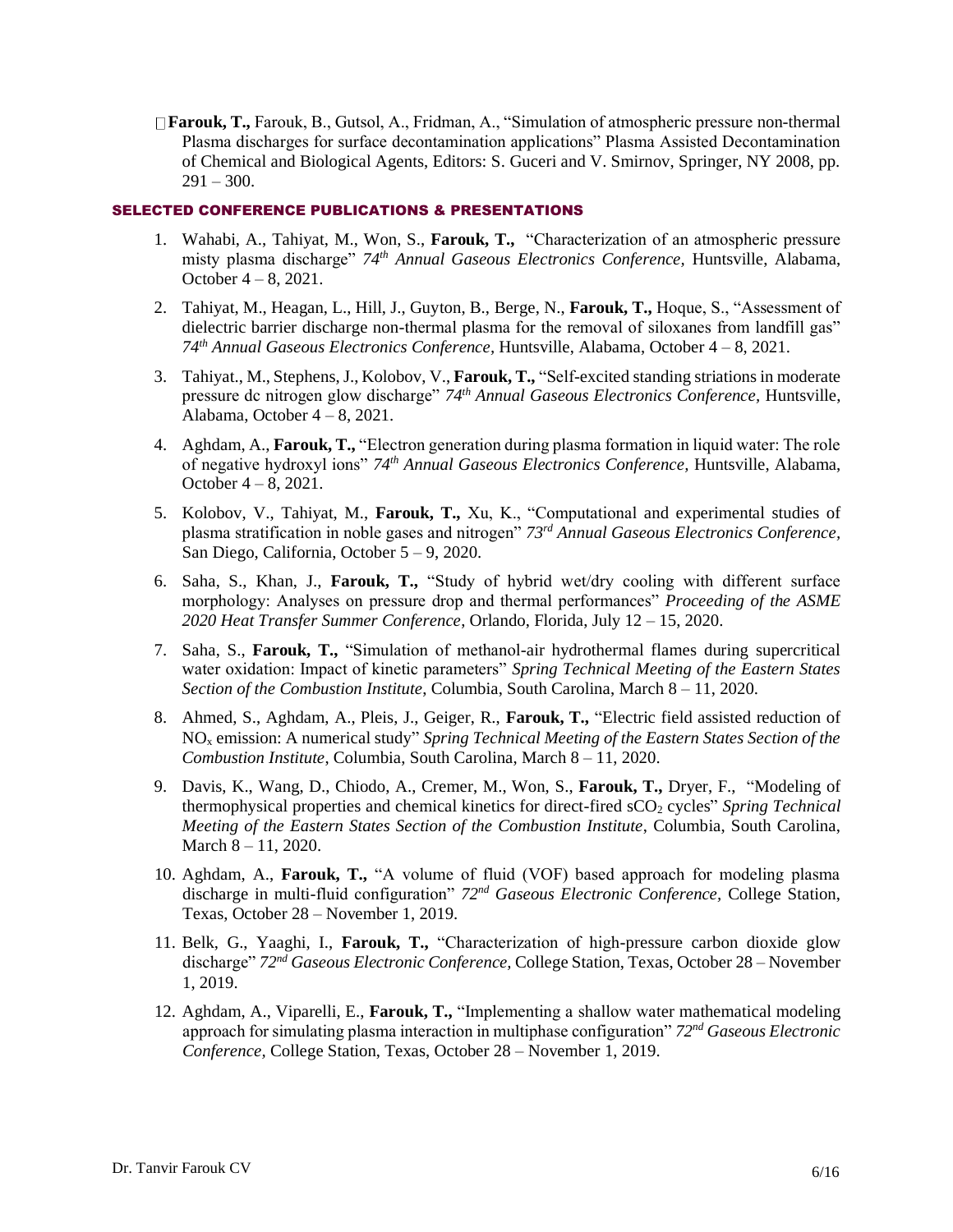- **Farouk, T.,** Farouk, B., Gutsol, A., Fridman, A., "Simulation of atmospheric pressure non-thermal Plasma discharges for surface decontamination applications" Plasma Assisted Decontamination of Chemical and Biological Agents, Editors: S. Guceri and V. Smirnov, Springer, NY 2008, pp. 291 – 300.

## SELECTED CONFERENCE PUBLICATIONS & PRESENTATIONS

1. Wahabi, A., Tahiyat, M., Won, S., **Farouk, T.,** "Characterization of an atmospheric pressure misty plasma discharge" *74th Annual Gaseous Electronics Conference,* Huntsville, Alabama, October 4 – 8, 2021.
2. Tahiyat, M., Heagan, L., Hill, J., Guyton, B., Berge, N., **Farouk, T.,** Hoque, S., "Assessment of dielectric barrier discharge non-thermal plasma for the removal of siloxanes from landfill gas" *74th Annual Gaseous Electronics Conference*, Huntsville, Alabama, October 4 – 8, 2021.
3. Tahiyat., M., Stephens, J., Kolobov, V., **Farouk, T.,** "Self-excited standing striations in moderate pressure dc nitrogen glow discharge" *74th Annual Gaseous Electronics Conference*, Huntsville, Alabama, October 4 – 8, 2021.
4. Aghdam, A., **Farouk, T.,** "Electron generation during plasma formation in liquid water: The role of negative hydroxyl ions" *74th Annual Gaseous Electronics Conference,* Huntsville, Alabama, October 4 – 8, 2021.
5. Kolobov, V., Tahiyat, M., **Farouk, T.,** Xu, K., "Computational and experimental studies of plasma stratification in noble gases and nitrogen" *73rd Annual Gaseous Electronics Conference*, San Diego, California, October 5 – 9, 2020.
6. Saha, S., Khan, J., **Farouk, T.,** "Study of hybrid wet/dry cooling with different surface morphology: Analyses on pressure drop and thermal performances" *Proceeding of the ASME 2020 Heat Transfer Summer Conference*, Orlando, Florida, July 12 – 15, 2020.
7. Saha, S., **Farouk, T.,** "Simulation of methanol-air hydrothermal flames during supercritical water oxidation: Impact of kinetic parameters" *Spring Technical Meeting of the Eastern States Section of the Combustion Institute*, Columbia, South Carolina, March 8 – 11, 2020.
8. Ahmed, S., Aghdam, A., Pleis, J., Geiger, R., **Farouk, T.,** "Electric field assisted reduction of $NO_x$ emission: A numerical study" *Spring Technical Meeting of the Eastern States Section of the Combustion Institute*, Columbia, South Carolina, March 8 – 11, 2020.
9. Davis, K., Wang, D., Chiodo, A., Cremer, M., Won, S., **Farouk, T.,** Dryer, F., "Modeling of thermophysical properties and chemical kinetics for direct-fired $sCO_2$ cycles" *Spring Technical Meeting of the Eastern States Section of the Combustion Institute*, Columbia, South Carolina, March 8 – 11, 2020.
10. Aghdam, A., **Farouk, T.,** "A volume of fluid (VOF) based approach for modeling plasma discharge in multi-fluid configuration" *72nd Gaseous Electronic Conference,* College Station, Texas, October 28 – November 1, 2019.
11. Belk, G., Yaaghi, I., **Farouk, T.,** "Characterization of high-pressure carbon dioxide glow discharge" *72nd Gaseous Electronic Conference,* College Station, Texas, October 28 – November 1, 2019.
12. Aghdam, A., Viparelli, E., **Farouk, T.,** "Implementing a shallow water mathematical modeling approach for simulating plasma interaction in multiphase configuration" *72nd Gaseous Electronic Conference,* College Station, Texas, October 28 – November 1, 2019.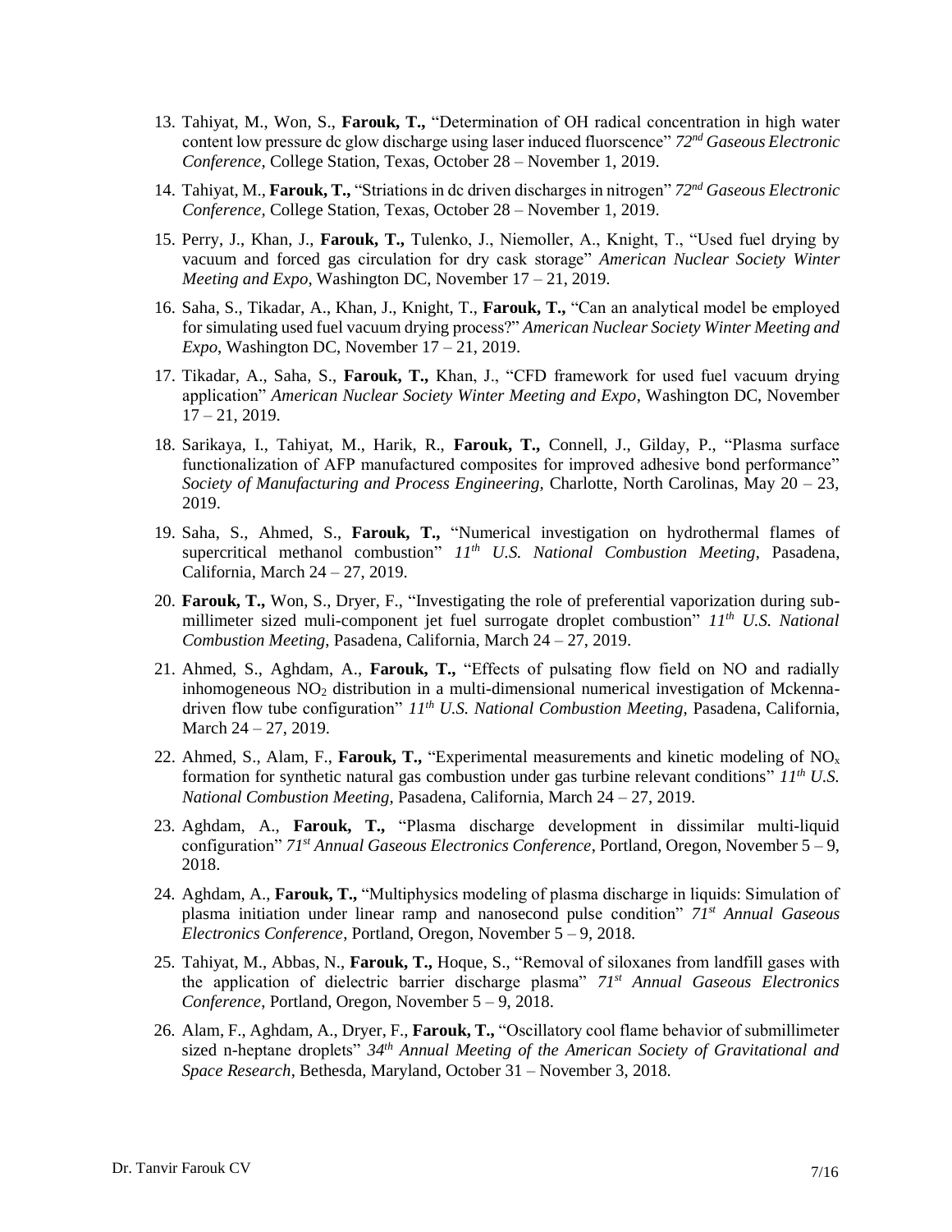13. Tahiyat, M., Won, S., **Farouk, T.,** "Determination of OH radical concentration in high water content low pressure dc glow discharge using laser induced fluorscence" *72nd Gaseous Electronic Conference*, College Station, Texas, October 28 – November 1, 2019.

14. Tahiyat, M., **Farouk, T.,** "Striations in dc driven discharges in nitrogen" *72nd Gaseous Electronic Conference*, College Station, Texas, October 28 – November 1, 2019.

15. Perry, J., Khan, J., **Farouk, T.,** Tulenko, J., Niemoller, A., Knight, T., "Used fuel drying by vacuum and forced gas circulation for dry cask storage" *American Nuclear Society Winter Meeting and Expo*, Washington DC, November 17 – 21, 2019.

16. Saha, S., Tikadar, A., Khan, J., Knight, T., **Farouk, T.,** "Can an analytical model be employed for simulating used fuel vacuum drying process?" *American Nuclear Society Winter Meeting and Expo*, Washington DC, November 17 – 21, 2019.

17. Tikadar, A., Saha, S., **Farouk, T.,** Khan, J., "CFD framework for used fuel vacuum drying application" *American Nuclear Society Winter Meeting and Expo*, Washington DC, November 17 – 21, 2019.

18. Sarikaya, I., Tahiyat, M., Harik, R., **Farouk, T.,** Connell, J., Gilday, P., "Plasma surface functionalization of AFP manufactured composites for improved adhesive bond performance" *Society of Manufacturing and Process Engineering*, Charlotte, North Carolinas, May 20 – 23, 2019.

19. Saha, S., Ahmed, S., **Farouk, T.,** "Numerical investigation on hydrothermal flames of supercritical methanol combustion" *11th U.S. National Combustion Meeting*, Pasadena, California, March 24 – 27, 2019.

20. **Farouk, T.,** Won, S., Dryer, F., "Investigating the role of preferential vaporization during sub-millimeter sized muli-component jet fuel surrogate droplet combustion" *11th U.S. National Combustion Meeting*, Pasadena, California, March 24 – 27, 2019.

21. Ahmed, S., Aghdam, A., **Farouk, T.,** "Effects of pulsating flow field on NO and radially inhomogeneous $NO_2$ distribution in a multi-dimensional numerical investigation of Mckenna-driven flow tube configuration" *11th U.S. National Combustion Meeting*, Pasadena, California, March 24 – 27, 2019.

22. Ahmed, S., Alam, F., **Farouk, T.,** "Experimental measurements and kinetic modeling of $NO_x$ formation for synthetic natural gas combustion under gas turbine relevant conditions" *11th U.S. National Combustion Meeting*, Pasadena, California, March 24 – 27, 2019.

23. Aghdam, A., **Farouk, T.,** "Plasma discharge development in dissimilar multi-liquid configuration" *71st Annual Gaseous Electronics Conference*, Portland, Oregon, November 5 – 9, 2018.

24. Aghdam, A., **Farouk, T.,** "Multiphysics modeling of plasma discharge in liquids: Simulation of plasma initiation under linear ramp and nanosecond pulse condition" *71st Annual Gaseous Electronics Conference*, Portland, Oregon, November 5 – 9, 2018.

25. Tahiyat, M., Abbas, N., **Farouk, T.,** Hoque, S., "Removal of siloxanes from landfill gases with the application of dielectric barrier discharge plasma" *71st Annual Gaseous Electronics Conference*, Portland, Oregon, November 5 – 9, 2018.

26. Alam, F., Aghdam, A., Dryer, F., **Farouk, T.,** "Oscillatory cool flame behavior of submillimeter sized n-heptane droplets" *34th Annual Meeting of the American Society of Gravitational and Space Research*, Bethesda, Maryland, October 31 – November 3, 2018.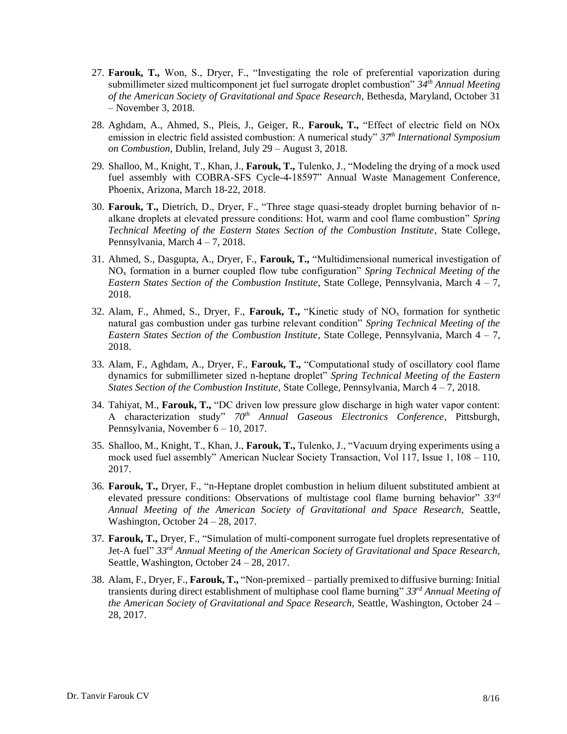27. **Farouk, T.,** Won, S., Dryer, F., "Investigating the role of preferential vaporization during submillimeter sized multicomponent jet fuel surrogate droplet combustion" *34th Annual Meeting of the American Society of Gravitational and Space Research*, Bethesda, Maryland, October 31 – November 3, 2018.

28. Aghdam, A., Ahmed, S., Pleis, J., Geiger, R., **Farouk, T.,** "Effect of electric field on NOx emission in electric field assisted combustion: A numerical study" *37th International Symposium on Combustion*, Dublin, Ireland, July 29 – August 3, 2018.

29. Shalloo, M., Knight, T., Khan, J., **Farouk, T.,** Tulenko, J., "Modeling the drying of a mock used fuel assembly with COBRA-SFS Cycle-4-18597" Annual Waste Management Conference, Phoenix, Arizona, March 18-22, 2018.

30. **Farouk, T.,** Dietrich, D., Dryer, F., "Three stage quasi-steady droplet burning behavior of n-alkane droplets at elevated pressure conditions: Hot, warm and cool flame combustion" *Spring Technical Meeting of the Eastern States Section of the Combustion Institute*, State College, Pennsylvania, March 4 – 7, 2018.

31. Ahmed, S., Dasgupta, A., Dryer, F., **Farouk, T.,** "Multidimensional numerical investigation of $NO_x$ formation in a burner coupled flow tube configuration" *Spring Technical Meeting of the Eastern States Section of the Combustion Institute*, State College, Pennsylvania, March 4 – 7, 2018.

32. Alam, F., Ahmed, S., Dryer, F., **Farouk, T.,** "Kinetic study of $NO_x$ formation for synthetic natural gas combustion under gas turbine relevant condition" *Spring Technical Meeting of the Eastern States Section of the Combustion Institute*, State College, Pennsylvania, March 4 – 7, 2018.

33. Alam, F., Aghdam, A., Dryer, F., **Farouk, T.,** "Computational study of oscillatory cool flame dynamics for submillimeter sized n-heptane droplet" *Spring Technical Meeting of the Eastern States Section of the Combustion Institute*, State College, Pennsylvania, March 4 – 7, 2018.

34. Tahiyat, M., **Farouk, T.,** "DC driven low pressure glow discharge in high water vapor content: A characterization study" *70th Annual Gaseous Electronics Conference*, Pittsburgh, Pennsylvania, November 6 – 10, 2017.

35. Shalloo, M., Knight, T., Khan, J., **Farouk, T.,** Tulenko, J., "Vacuum drying experiments using a mock used fuel assembly" American Nuclear Society Transaction, Vol 117, Issue 1, 108 – 110, 2017.

36. **Farouk, T.,** Dryer, F., "n-Heptane droplet combustion in helium diluent substituted ambient at elevated pressure conditions: Observations of multistage cool flame burning behavior" *33rd Annual Meeting of the American Society of Gravitational and Space Research*, Seattle, Washington, October 24 – 28, 2017.

37. **Farouk, T.,** Dryer, F., "Simulation of multi-component surrogate fuel droplets representative of Jet-A fuel" *33rd Annual Meeting of the American Society of Gravitational and Space Research*, Seattle, Washington, October 24 – 28, 2017.

38. Alam, F., Dryer, F., **Farouk, T.,** "Non-premixed – partially premixed to diffusive burning: Initial transients during direct establishment of multiphase cool flame burning" *33rd Annual Meeting of the American Society of Gravitational and Space Research*, Seattle, Washington, October 24 – 28, 2017.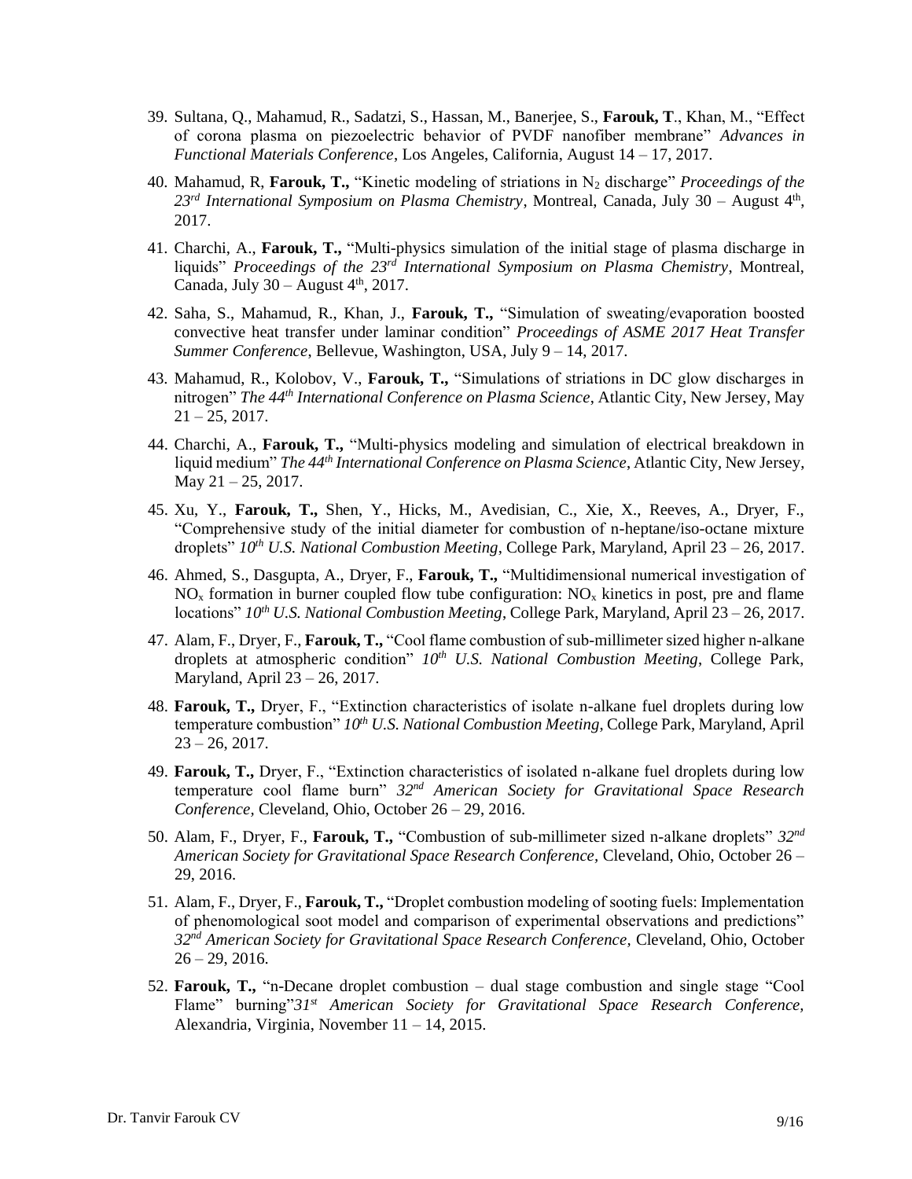39. Sultana, Q., Mahamud, R., Sadatzi, S., Hassan, M., Banerjee, S., **Farouk, T**., Khan, M., "Effect of corona plasma on piezoelectric behavior of PVDF nanofiber membrane" *Advances in Functional Materials Conference*, Los Angeles, California, August 14 – 17, 2017.

40. Mahamud, R, **Farouk, T.,** "Kinetic modeling of striations in $N_2$ discharge" *Proceedings of the 23rd International Symposium on Plasma Chemistry*, Montreal, Canada, July 30 – August 4th, 2017.

41. Charchi, A., **Farouk, T.,** "Multi-physics simulation of the initial stage of plasma discharge in liquids" *Proceedings of the 23rd International Symposium on Plasma Chemistry*, Montreal, Canada, July 30 – August 4th, 2017.

42. Saha, S., Mahamud, R., Khan, J., **Farouk, T.,** "Simulation of sweating/evaporation boosted convective heat transfer under laminar condition" *Proceedings of ASME 2017 Heat Transfer Summer Conference*, Bellevue, Washington, USA, July 9 – 14, 2017.

43. Mahamud, R., Kolobov, V., **Farouk, T.,** "Simulations of striations in DC glow discharges in nitrogen" *The 44th International Conference on Plasma Science*, Atlantic City, New Jersey, May 21 – 25, 2017.

44. Charchi, A., **Farouk, T.,** "Multi-physics modeling and simulation of electrical breakdown in liquid medium" *The 44th International Conference on Plasma Science*, Atlantic City, New Jersey, May 21 – 25, 2017.

45. Xu, Y., **Farouk, T.,** Shen, Y., Hicks, M., Avedisian, C., Xie, X., Reeves, A., Dryer, F., "Comprehensive study of the initial diameter for combustion of n-heptane/iso-octane mixture droplets" *10th U.S. National Combustion Meeting*, College Park, Maryland, April 23 – 26, 2017.

46. Ahmed, S., Dasgupta, A., Dryer, F., **Farouk, T.,** "Multidimensional numerical investigation of $NO_x$ formation in burner coupled flow tube configuration: $NO_x$ kinetics in post, pre and flame locations" *10th U.S. National Combustion Meeting*, College Park, Maryland, April 23 – 26, 2017.

47. Alam, F., Dryer, F., **Farouk, T.,** "Cool flame combustion of sub-millimeter sized higher n-alkane droplets at atmospheric condition" *10th U.S. National Combustion Meeting*, College Park, Maryland, April 23 – 26, 2017.

48. **Farouk, T.,** Dryer, F., "Extinction characteristics of isolate n-alkane fuel droplets during low temperature combustion" *10th U.S. National Combustion Meeting*, College Park, Maryland, April 23 – 26, 2017.

49. **Farouk, T.,** Dryer, F., "Extinction characteristics of isolated n-alkane fuel droplets during low temperature cool flame burn" *32nd American Society for Gravitational Space Research Conference*, Cleveland, Ohio, October 26 – 29, 2016.

50. Alam, F., Dryer, F., **Farouk, T.,** "Combustion of sub-millimeter sized n-alkane droplets" *32nd American Society for Gravitational Space Research Conference*, Cleveland, Ohio, October 26 – 29, 2016.

51. Alam, F., Dryer, F., **Farouk, T.,** "Droplet combustion modeling of sooting fuels: Implementation of phenomological soot model and comparison of experimental observations and predictions" *32nd American Society for Gravitational Space Research Conference*, Cleveland, Ohio, October 26 – 29, 2016.

52. **Farouk, T.,** "n-Decane droplet combustion – dual stage combustion and single stage "Cool Flame" burning"*31st American Society for Gravitational Space Research Conference*, Alexandria, Virginia, November 11 – 14, 2015.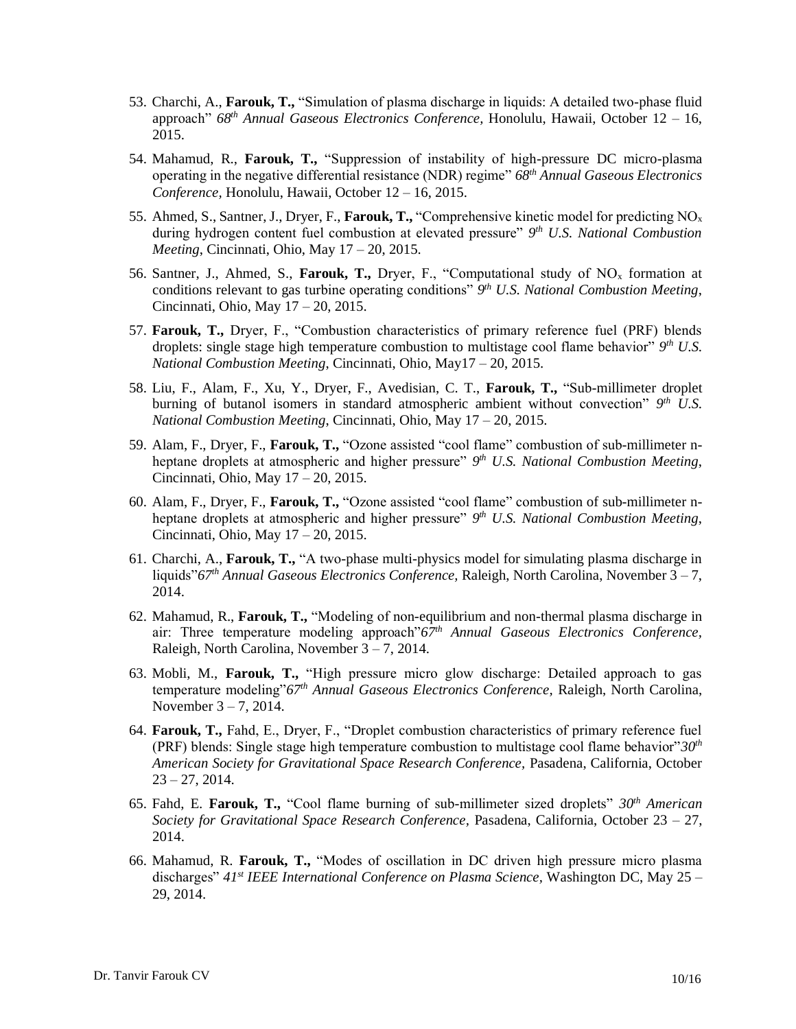53. Charchi, A., **Farouk, T.,** "Simulation of plasma discharge in liquids: A detailed two-phase fluid approach" *68th Annual Gaseous Electronics Conference*, Honolulu, Hawaii, October 12 – 16, 2015.

54. Mahamud, R., **Farouk, T.,** "Suppression of instability of high-pressure DC micro-plasma operating in the negative differential resistance (NDR) regime" *68th Annual Gaseous Electronics Conference*, Honolulu, Hawaii, October 12 – 16, 2015.

55. Ahmed, S., Santner, J., Dryer, F., **Farouk, T.,** "Comprehensive kinetic model for predicting $NO_x$ during hydrogen content fuel combustion at elevated pressure" *9th U.S. National Combustion Meeting*, Cincinnati, Ohio, May 17 – 20, 2015.

56. Santner, J., Ahmed, S., **Farouk, T.,** Dryer, F., "Computational study of $NO_x$ formation at conditions relevant to gas turbine operating conditions" *9th U.S. National Combustion Meeting*, Cincinnati, Ohio, May 17 – 20, 2015.

57. **Farouk, T.,** Dryer, F., "Combustion characteristics of primary reference fuel (PRF) blends droplets: single stage high temperature combustion to multistage cool flame behavior" *9th U.S. National Combustion Meeting*, Cincinnati, Ohio, May17 – 20, 2015.

58. Liu, F., Alam, F., Xu, Y., Dryer, F., Avedisian, C. T., **Farouk, T.,** "Sub-millimeter droplet burning of butanol isomers in standard atmospheric ambient without convection" *9th U.S. National Combustion Meeting*, Cincinnati, Ohio, May 17 – 20, 2015.

59. Alam, F., Dryer, F., **Farouk, T.,** "Ozone assisted "cool flame" combustion of sub-millimeter n-heptane droplets at atmospheric and higher pressure" *9th U.S. National Combustion Meeting*, Cincinnati, Ohio, May 17 – 20, 2015.

60. Alam, F., Dryer, F., **Farouk, T.,** "Ozone assisted "cool flame" combustion of sub-millimeter n-heptane droplets at atmospheric and higher pressure" *9th U.S. National Combustion Meeting*, Cincinnati, Ohio, May 17 – 20, 2015.

61. Charchi, A., **Farouk, T.,** "A two-phase multi-physics model for simulating plasma discharge in liquids"*67th Annual Gaseous Electronics Conference,* Raleigh, North Carolina, November 3 – 7, 2014.

62. Mahamud, R., **Farouk, T.,** "Modeling of non-equilibrium and non-thermal plasma discharge in air: Three temperature modeling approach"*67th Annual Gaseous Electronics Conference,* Raleigh, North Carolina, November 3 – 7, 2014.

63. Mobli, M., **Farouk, T.,** "High pressure micro glow discharge: Detailed approach to gas temperature modeling"*67th Annual Gaseous Electronics Conference,* Raleigh, North Carolina, November 3 – 7, 2014.

64. **Farouk, T.,** Fahd, E., Dryer, F., "Droplet combustion characteristics of primary reference fuel (PRF) blends: Single stage high temperature combustion to multistage cool flame behavior"*30th American Society for Gravitational Space Research Conference,* Pasadena, California, October 23 – 27, 2014.

65. Fahd, E. **Farouk, T.,** "Cool flame burning of sub-millimeter sized droplets" *30th American Society for Gravitational Space Research Conference*, Pasadena, California, October 23 – 27, 2014.

66. Mahamud, R. **Farouk, T.,** "Modes of oscillation in DC driven high pressure micro plasma discharges" *41st IEEE International Conference on Plasma Science*, Washington DC, May 25 – 29, 2014.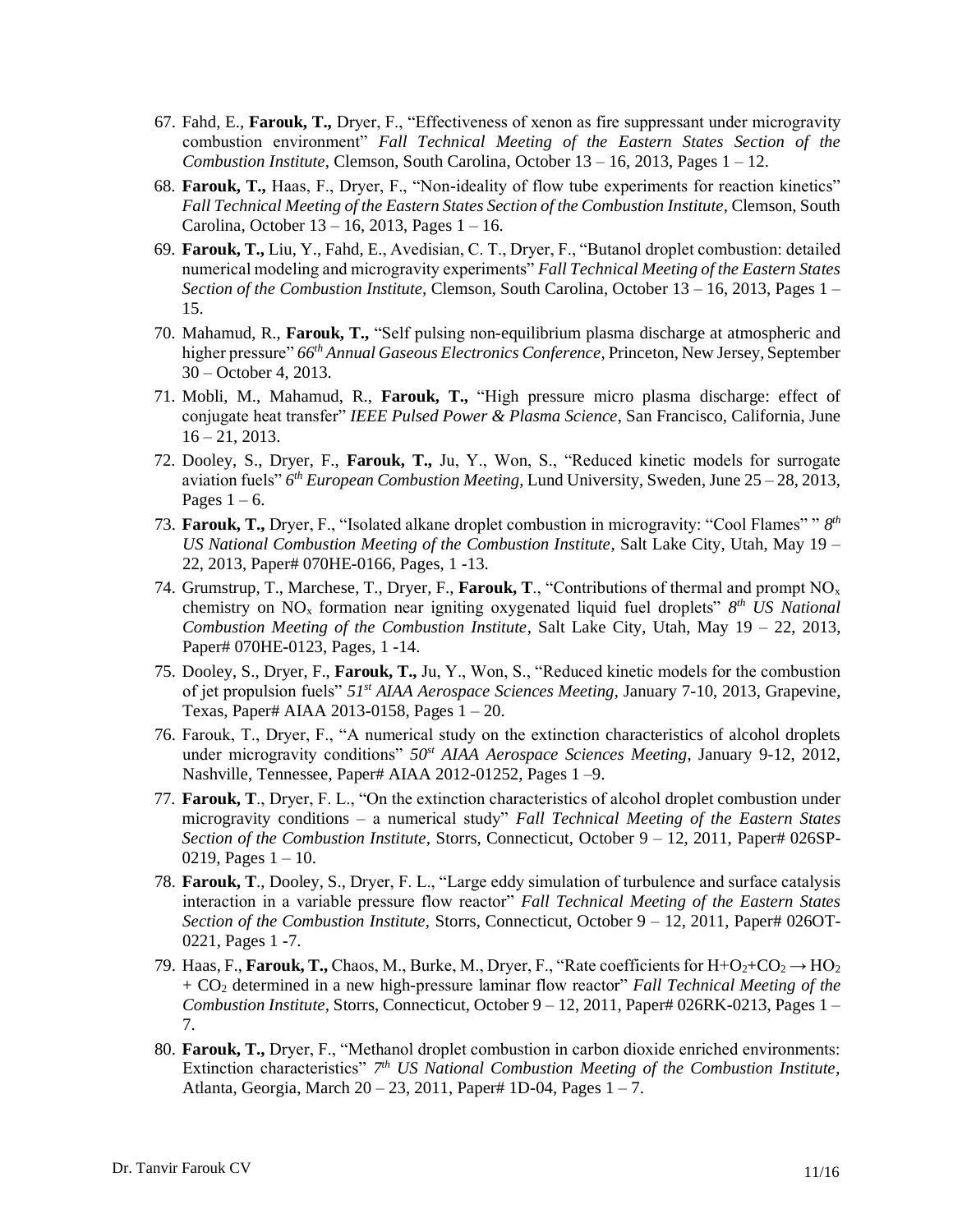67. Fahd, E., **Farouk, T.,** Dryer, F., "Effectiveness of xenon as fire suppressant under microgravity combustion environment" *Fall Technical Meeting of the Eastern States Section of the Combustion Institute,* Clemson, South Carolina, October 13 – 16, 2013, Pages 1 – 12.
68. **Farouk, T.,** Haas, F., Dryer, F., "Non-ideality of flow tube experiments for reaction kinetics" *Fall Technical Meeting of the Eastern States Section of the Combustion Institute,* Clemson, South Carolina, October 13 – 16, 2013, Pages 1 – 16.
69. **Farouk, T.,** Liu, Y., Fahd, E., Avedisian, C. T., Dryer, F., "Butanol droplet combustion: detailed numerical modeling and microgravity experiments" *Fall Technical Meeting of the Eastern States Section of the Combustion Institute,* Clemson, South Carolina, October 13 – 16, 2013, Pages 1 – 15.
70. Mahamud, R., **Farouk, T.,** "Self pulsing non-equilibrium plasma discharge at atmospheric and higher pressure" *66th Annual Gaseous Electronics Conference,* Princeton, New Jersey, September 30 – October 4, 2013.
71. Mobli, M., Mahamud, R., **Farouk, T.,** "High pressure micro plasma discharge: effect of conjugate heat transfer" *IEEE Pulsed Power & Plasma Science*, San Francisco, California, June 16 – 21, 2013.
72. Dooley, S., Dryer, F., **Farouk, T.,** Ju, Y., Won, S., "Reduced kinetic models for surrogate aviation fuels" *6th European Combustion Meeting*, Lund University, Sweden, June 25 – 28, 2013, Pages 1 – 6.
73. **Farouk, T.,** Dryer, F., "Isolated alkane droplet combustion in microgravity: "Cool Flames" " *8th US National Combustion Meeting of the Combustion Institute*, Salt Lake City, Utah, May 19 – 22, 2013, Paper# 070HE-0166, Pages, 1 -13.
74. Grumstrup, T., Marchese, T., Dryer, F., **Farouk, T**., "Contributions of thermal and prompt $NO_x$ chemistry on $NO_x$ formation near igniting oxygenated liquid fuel droplets" *8th US National Combustion Meeting of the Combustion Institute*, Salt Lake City, Utah, May 19 – 22, 2013, Paper# 070HE-0123, Pages, 1 -14.
75. Dooley, S., Dryer, F., **Farouk, T.,** Ju, Y., Won, S., "Reduced kinetic models for the combustion of jet propulsion fuels" *51st AIAA Aerospace Sciences Meeting*, January 7-10, 2013, Grapevine, Texas, Paper# AIAA 2013-0158, Pages 1 – 20.
76. Farouk, T., Dryer, F., "A numerical study on the extinction characteristics of alcohol droplets under microgravity conditions" *50st AIAA Aerospace Sciences Meeting*, January 9-12, 2012, Nashville, Tennessee, Paper# AIAA 2012-01252, Pages 1 –9.
77. **Farouk, T**., Dryer, F. L., "On the extinction characteristics of alcohol droplet combustion under microgravity conditions – a numerical study" *Fall Technical Meeting of the Eastern States Section of the Combustion Institute,* Storrs, Connecticut, October 9 – 12, 2011, Paper# 026SP-0219, Pages 1 – 10.
78. **Farouk, T**., Dooley, S., Dryer, F. L., "Large eddy simulation of turbulence and surface catalysis interaction in a variable pressure flow reactor" *Fall Technical Meeting of the Eastern States Section of the Combustion Institute,* Storrs, Connecticut, October 9 – 12, 2011, Paper# 026OT-0221, Pages 1 -7.
79. Haas, F., **Farouk, T.,** Chaos, M., Burke, M., Dryer, F., "Rate coefficients for $H+O_2+CO_2 \rightarrow HO_2 + CO_2$ determined in a new high-pressure laminar flow reactor" *Fall Technical Meeting of the Combustion Institute*, Storrs, Connecticut, October 9 – 12, 2011, Paper# 026RK-0213, Pages 1 – 7.
80. **Farouk, T.,** Dryer, F., "Methanol droplet combustion in carbon dioxide enriched environments: Extinction characteristics" *7th US National Combustion Meeting of the Combustion Institute*, Atlanta, Georgia, March 20 – 23, 2011, Paper# 1D-04, Pages 1 – 7.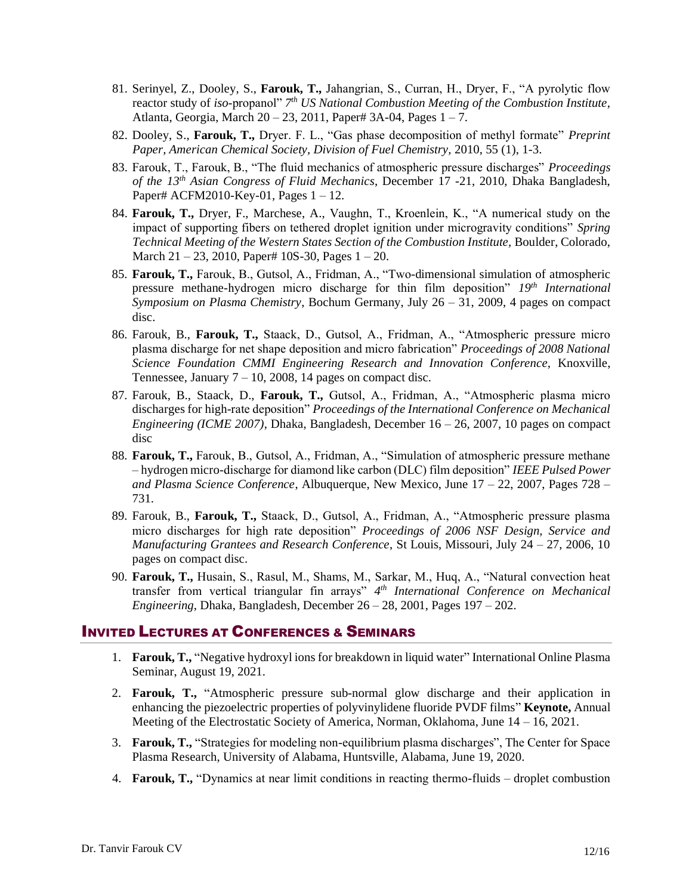81. Serinyel, Z., Dooley, S., **Farouk, T.,** Jahangrian, S., Curran, H., Dryer, F., "A pyrolytic flow reactor study of *iso*-propanol" *7th US National Combustion Meeting of the Combustion Institute*, Atlanta, Georgia, March 20 – 23, 2011, Paper# 3A-04, Pages 1 – 7.
82. Dooley, S., **Farouk, T.,** Dryer. F. L., "Gas phase decomposition of methyl formate" *Preprint Paper, American Chemical Society, Division of Fuel Chemistry,* 2010, 55 (1), 1-3.
83. Farouk, T., Farouk, B., "The fluid mechanics of atmospheric pressure discharges" *Proceedings of the 13th Asian Congress of Fluid Mechanics,* December 17 -21, 2010, Dhaka Bangladesh, Paper# ACFM2010-Key-01, Pages 1 – 12.
84. **Farouk, T.,** Dryer, F., Marchese, A., Vaughn, T., Kroenlein, K., "A numerical study on the impact of supporting fibers on tethered droplet ignition under microgravity conditions" *Spring Technical Meeting of the Western States Section of the Combustion Institute,* Boulder, Colorado, March 21 – 23, 2010, Paper# 10S-30, Pages 1 – 20.
85. **Farouk, T.,** Farouk, B., Gutsol, A., Fridman, A., "Two-dimensional simulation of atmospheric pressure methane-hydrogen micro discharge for thin film deposition" *19th International Symposium on Plasma Chemistry,* Bochum Germany, July 26 – 31, 2009, 4 pages on compact disc.
86. Farouk, B., **Farouk, T.,** Staack, D., Gutsol, A., Fridman, A., "Atmospheric pressure micro plasma discharge for net shape deposition and micro fabrication" *Proceedings of 2008 National Science Foundation CMMI Engineering Research and Innovation Conference,* Knoxville, Tennessee, January 7 – 10, 2008, 14 pages on compact disc.
87. Farouk, B., Staack, D., **Farouk, T.,** Gutsol, A., Fridman, A., "Atmospheric plasma micro discharges for high-rate deposition" *Proceedings of the International Conference on Mechanical Engineering (ICME 2007),* Dhaka, Bangladesh, December 16 – 26, 2007, 10 pages on compact disc
88. **Farouk, T.,** Farouk, B., Gutsol, A., Fridman, A., "Simulation of atmospheric pressure methane – hydrogen micro-discharge for diamond like carbon (DLC) film deposition" *IEEE Pulsed Power and Plasma Science Conference*, Albuquerque, New Mexico, June 17 – 22, 2007, Pages 728 – 731.
89. Farouk, B., **Farouk, T.,** Staack, D., Gutsol, A., Fridman, A., "Atmospheric pressure plasma micro discharges for high rate deposition" *Proceedings of 2006 NSF Design, Service and Manufacturing Grantees and Research Conference*, St Louis, Missouri, July 24 – 27, 2006, 10 pages on compact disc.
90. **Farouk, T.,** Husain, S., Rasul, M., Shams, M., Sarkar, M., Huq, A., "Natural convection heat transfer from vertical triangular fin arrays" *4th International Conference on Mechanical Engineering*, Dhaka, Bangladesh, December 26 – 28, 2001, Pages 197 – 202.

## Invited Lectures at Conferences & Seminars

1. **Farouk, T.,** "Negative hydroxyl ions for breakdown in liquid water" International Online Plasma Seminar, August 19, 2021.
2. **Farouk, T.,** "Atmospheric pressure sub-normal glow discharge and their application in enhancing the piezoelectric properties of polyvinylidene fluoride PVDF films" **Keynote,** Annual Meeting of the Electrostatic Society of America, Norman, Oklahoma, June 14 – 16, 2021.
3. **Farouk, T.,** "Strategies for modeling non-equilibrium plasma discharges", The Center for Space Plasma Research, University of Alabama, Huntsville, Alabama, June 19, 2020.
4. **Farouk, T.,** "Dynamics at near limit conditions in reacting thermo-fluids – droplet combustion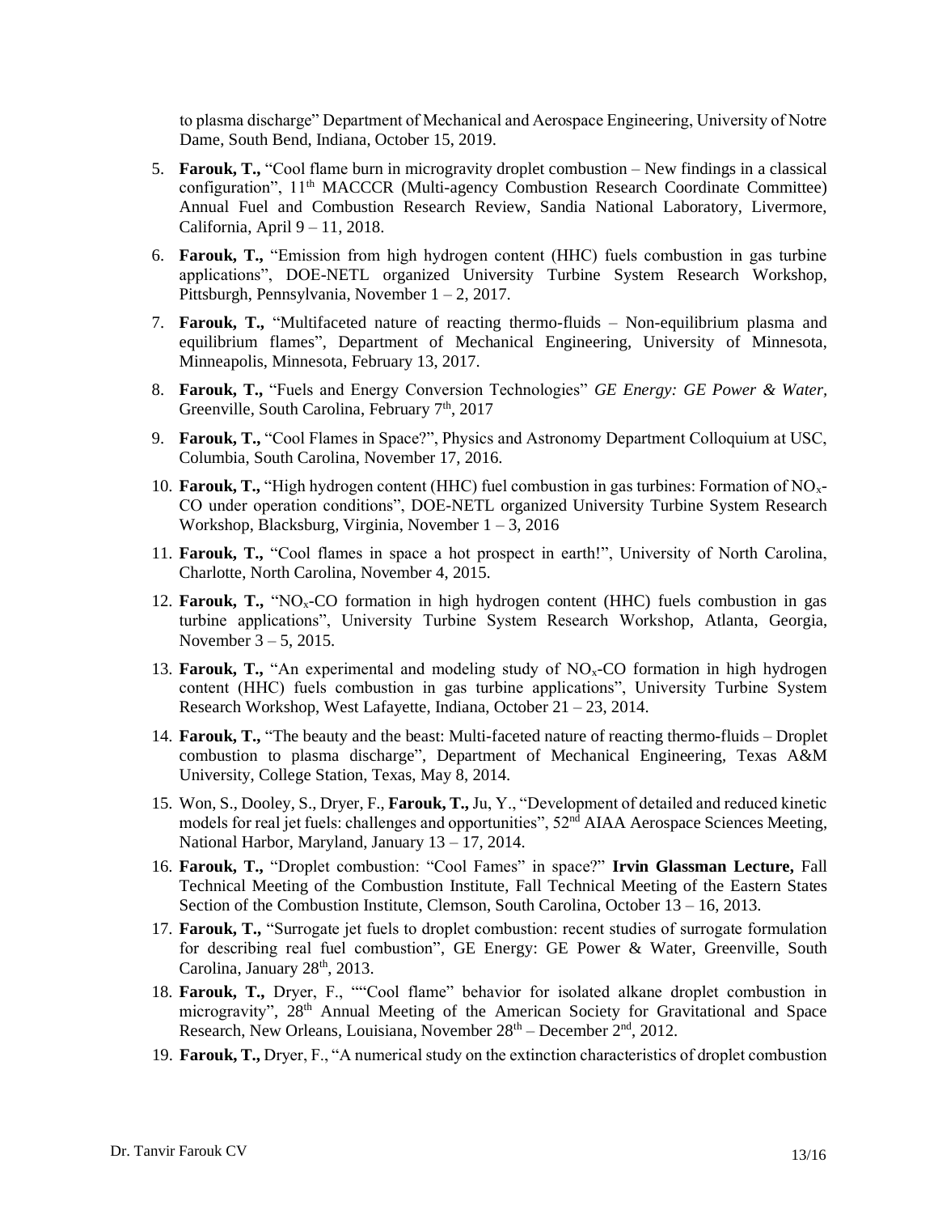to plasma discharge" Department of Mechanical and Aerospace Engineering, University of Notre Dame, South Bend, Indiana, October 15, 2019.

5. **Farouk, T.,** "Cool flame burn in microgravity droplet combustion – New findings in a classical configuration", 11[th] MACCCR (Multi-agency Combustion Research Coordinate Committee) Annual Fuel and Combustion Research Review, Sandia National Laboratory, Livermore, California, April 9 – 11, 2018.
6. **Farouk, T.,** "Emission from high hydrogen content (HHC) fuels combustion in gas turbine applications", DOE-NETL organized University Turbine System Research Workshop, Pittsburgh, Pennsylvania, November 1 – 2, 2017.
7. **Farouk, T.,** "Multifaceted nature of reacting thermo-fluids – Non-equilibrium plasma and equilibrium flames", Department of Mechanical Engineering, University of Minnesota, Minneapolis, Minnesota, February 13, 2017.
8. **Farouk, T.,** "Fuels and Energy Conversion Technologies" *GE Energy: GE Power & Water*, Greenville, South Carolina, February 7[th], 2017
9. **Farouk, T.,** "Cool Flames in Space?", Physics and Astronomy Department Colloquium at USC, Columbia, South Carolina, November 17, 2016.
10. **Farouk, T.,** "High hydrogen content (HHC) fuel combustion in gas turbines: Formation of $NO_x$-CO under operation conditions", DOE-NETL organized University Turbine System Research Workshop, Blacksburg, Virginia, November 1 – 3, 2016
11. **Farouk, T.,** "Cool flames in space a hot prospect in earth!", University of North Carolina, Charlotte, North Carolina, November 4, 2015.
12. **Farouk, T.,** "$NO_x$-CO formation in high hydrogen content (HHC) fuels combustion in gas turbine applications", University Turbine System Research Workshop, Atlanta, Georgia, November 3 – 5, 2015.
13. **Farouk, T.,** "An experimental and modeling study of $NO_x$-CO formation in high hydrogen content (HHC) fuels combustion in gas turbine applications", University Turbine System Research Workshop, West Lafayette, Indiana, October 21 – 23, 2014.
14. **Farouk, T.,** "The beauty and the beast: Multi-faceted nature of reacting thermo-fluids – Droplet combustion to plasma discharge", Department of Mechanical Engineering, Texas A&M University, College Station, Texas, May 8, 2014.
15. Won, S., Dooley, S., Dryer, F., **Farouk, T.,** Ju, Y., "Development of detailed and reduced kinetic models for real jet fuels: challenges and opportunities", 52[nd] AIAA Aerospace Sciences Meeting, National Harbor, Maryland, January 13 – 17, 2014.
16. **Farouk, T.,** "Droplet combustion: "Cool Fames" in space?" **Irvin Glassman Lecture,** Fall Technical Meeting of the Combustion Institute, Fall Technical Meeting of the Eastern States Section of the Combustion Institute, Clemson, South Carolina, October 13 – 16, 2013.
17. **Farouk, T.,** "Surrogate jet fuels to droplet combustion: recent studies of surrogate formulation for describing real fuel combustion", GE Energy: GE Power & Water, Greenville, South Carolina, January 28[th], 2013.
18. **Farouk, T.,** Dryer, F., ""Cool flame" behavior for isolated alkane droplet combustion in microgravity", 28[th] Annual Meeting of the American Society for Gravitational and Space Research, New Orleans, Louisiana, November 28[th] – December 2[nd], 2012.
19. **Farouk, T.,** Dryer, F., "A numerical study on the extinction characteristics of droplet combustion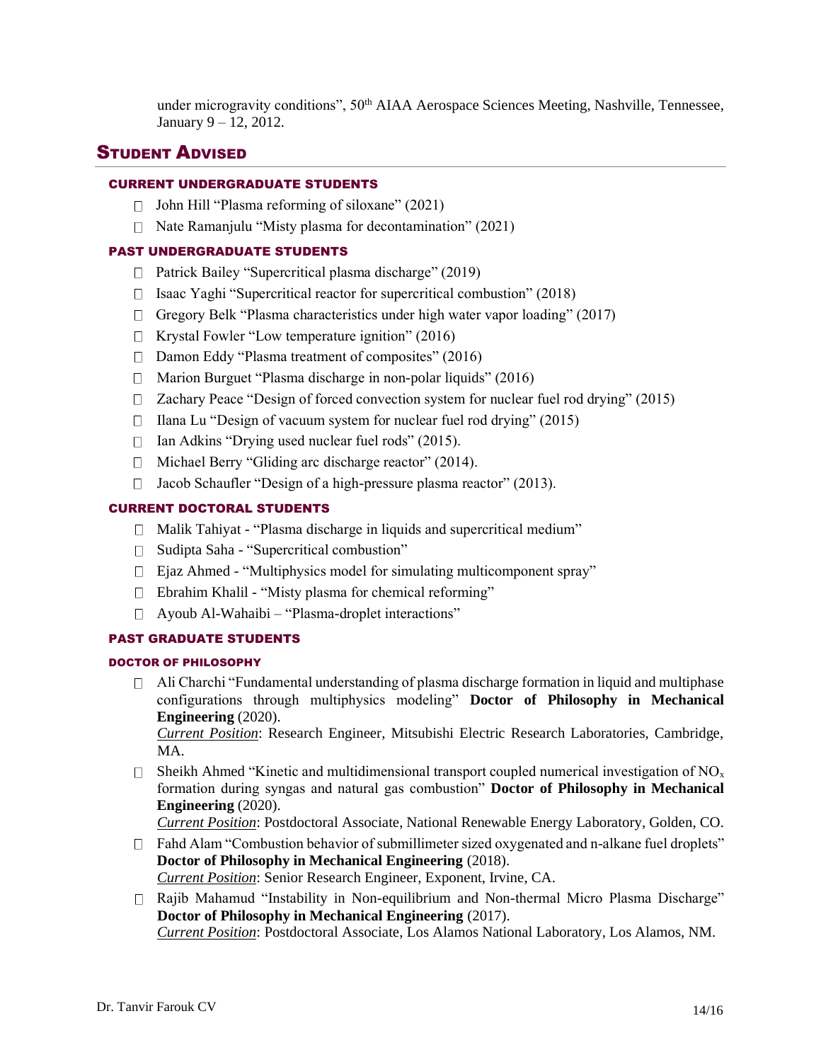under microgravity conditions", 50th AIAA Aerospace Sciences Meeting, Nashville, Tennessee, January 9 – 12, 2012.

## Student Advised

### CURRENT UNDERGRADUATE STUDENTS

- John Hill "Plasma reforming of siloxane" (2021)
- Nate Ramanjulu "Misty plasma for decontamination" (2021)

### PAST UNDERGRADUATE STUDENTS

- Patrick Bailey "Supercritical plasma discharge" (2019)
- Isaac Yaghi "Supercritical reactor for supercritical combustion" (2018)
- Gregory Belk "Plasma characteristics under high water vapor loading" (2017)
- Krystal Fowler "Low temperature ignition" (2016)
- Damon Eddy "Plasma treatment of composites" (2016)
- Marion Burguet "Plasma discharge in non-polar liquids" (2016)
- Zachary Peace "Design of forced convection system for nuclear fuel rod drying" (2015)
- Ilana Lu "Design of vacuum system for nuclear fuel rod drying" (2015)
- Ian Adkins "Drying used nuclear fuel rods" (2015).
- Michael Berry "Gliding arc discharge reactor" (2014).
- Jacob Schaufler "Design of a high-pressure plasma reactor" (2013).

### CURRENT DOCTORAL STUDENTS

- Malik Tahiyat - "Plasma discharge in liquids and supercritical medium"
- Sudipta Saha - "Supercritical combustion"
- Ejaz Ahmed - "Multiphysics model for simulating multicomponent spray"
- Ebrahim Khalil - "Misty plasma for chemical reforming"
- Ayoub Al-Wahaibi – "Plasma-droplet interactions"

### PAST GRADUATE STUDENTS

#### DOCTOR OF PHILOSOPHY

- Ali Charchi "Fundamental understanding of plasma discharge formation in liquid and multiphase configurations through multiphysics modeling" **Doctor of Philosophy in Mechanical Engineering** (2020).
  *Current Position*: Research Engineer, Mitsubishi Electric Research Laboratories, Cambridge, MA.
- Sheikh Ahmed "Kinetic and multidimensional transport coupled numerical investigation of $NO_x$ formation during syngas and natural gas combustion" **Doctor of Philosophy in Mechanical Engineering** (2020).
  *Current Position*: Postdoctoral Associate, National Renewable Energy Laboratory, Golden, CO.
- Fahd Alam "Combustion behavior of submillimeter sized oxygenated and n-alkane fuel droplets" **Doctor of Philosophy in Mechanical Engineering** (2018).
  *Current Position*: Senior Research Engineer, Exponent, Irvine, CA.
- Rajib Mahamud "Instability in Non-equilibrium and Non-thermal Micro Plasma Discharge" **Doctor of Philosophy in Mechanical Engineering** (2017).
  *Current Position*: Postdoctoral Associate, Los Alamos National Laboratory, Los Alamos, NM.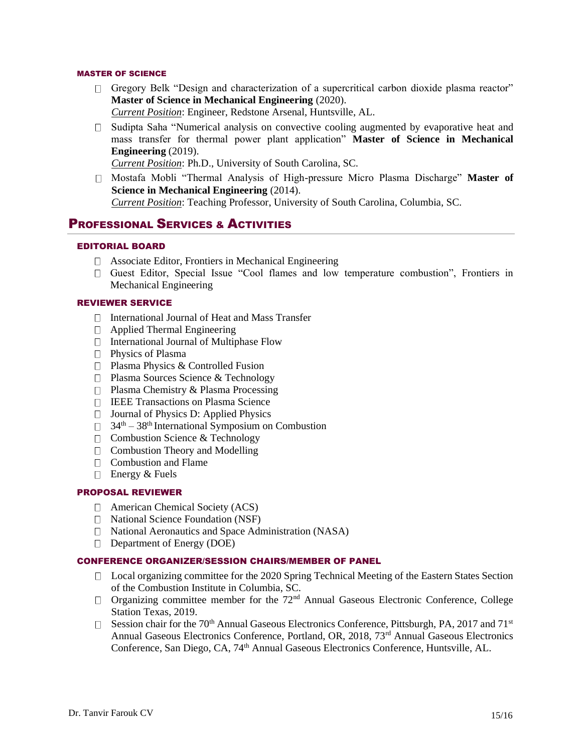#### MASTER OF SCIENCE

- Gregory Belk "Design and characterization of a supercritical carbon dioxide plasma reactor" **Master of Science in Mechanical Engineering** (2020).
  *Current Position*: Engineer, Redstone Arsenal, Huntsville, AL.
- Sudipta Saha "Numerical analysis on convective cooling augmented by evaporative heat and mass transfer for thermal power plant application" **Master of Science in Mechanical Engineering** (2019).
  *Current Position*: Ph.D., University of South Carolina, SC.
- Mostafa Mobli "Thermal Analysis of High-pressure Micro Plasma Discharge" **Master of Science in Mechanical Engineering** (2014).
  *Current Position*: Teaching Professor, University of South Carolina, Columbia, SC.

## PROFESSIONAL SERVICES & ACTIVITIES

#### EDITORIAL BOARD

- Associate Editor, Frontiers in Mechanical Engineering
- Guest Editor, Special Issue "Cool flames and low temperature combustion", Frontiers in Mechanical Engineering

#### REVIEWER SERVICE

- International Journal of Heat and Mass Transfer
- Applied Thermal Engineering
- International Journal of Multiphase Flow
- Physics of Plasma
- Plasma Physics & Controlled Fusion
- Plasma Sources Science & Technology
- Plasma Chemistry & Plasma Processing
- IEEE Transactions on Plasma Science
- Journal of Physics D: Applied Physics
- 34th – 38th International Symposium on Combustion
- Combustion Science & Technology
- Combustion Theory and Modelling
- Combustion and Flame
- Energy & Fuels

#### PROPOSAL REVIEWER

- American Chemical Society (ACS)
- National Science Foundation (NSF)
- National Aeronautics and Space Administration (NASA)
- Department of Energy (DOE)

#### CONFERENCE ORGANIZER/SESSION CHAIRS/MEMBER OF PANEL

- Local organizing committee for the 2020 Spring Technical Meeting of the Eastern States Section of the Combustion Institute in Columbia, SC.
- Organizing committee member for the 72nd Annual Gaseous Electronic Conference, College Station Texas, 2019.
- Session chair for the 70th Annual Gaseous Electronics Conference, Pittsburgh, PA, 2017 and 71st Annual Gaseous Electronics Conference, Portland, OR, 2018, 73rd Annual Gaseous Electronics Conference, San Diego, CA, 74th Annual Gaseous Electronics Conference, Huntsville, AL.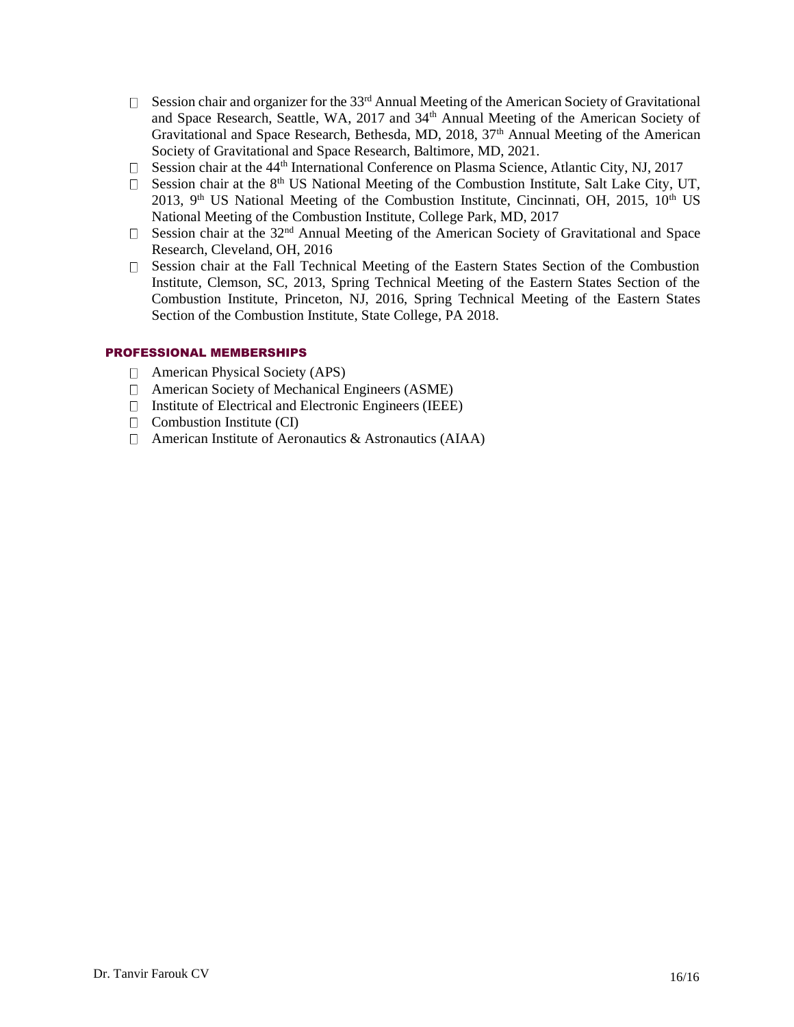- Session chair and organizer for the 33rd Annual Meeting of the American Society of Gravitational and Space Research, Seattle, WA, 2017 and 34th Annual Meeting of the American Society of Gravitational and Space Research, Bethesda, MD, 2018, 37th Annual Meeting of the American Society of Gravitational and Space Research, Baltimore, MD, 2021.
- Session chair at the 44th International Conference on Plasma Science, Atlantic City, NJ, 2017
- Session chair at the 8th US National Meeting of the Combustion Institute, Salt Lake City, UT, 2013, 9th US National Meeting of the Combustion Institute, Cincinnati, OH, 2015, 10th US National Meeting of the Combustion Institute, College Park, MD, 2017
- Session chair at the 32nd Annual Meeting of the American Society of Gravitational and Space Research, Cleveland, OH, 2016
- Session chair at the Fall Technical Meeting of the Eastern States Section of the Combustion Institute, Clemson, SC, 2013, Spring Technical Meeting of the Eastern States Section of the Combustion Institute, Princeton, NJ, 2016, Spring Technical Meeting of the Eastern States Section of the Combustion Institute, State College, PA 2018.

## PROFESSIONAL MEMBERSHIPS

- American Physical Society (APS)
- American Society of Mechanical Engineers (ASME)
- Institute of Electrical and Electronic Engineers (IEEE)
- Combustion Institute (CI)
- American Institute of Aeronautics & Astronautics (AIAA)